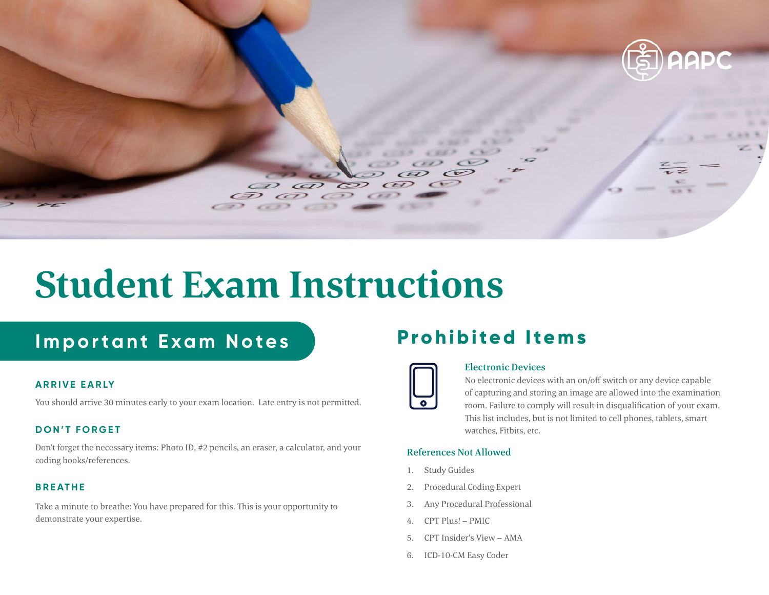# Student Exam Instructions

## Important Exam Notes

### ARRIVE EARLY

You should arrive 30 minutes early to your exam location.  Late entry is not permitted.

### DON'T FORGET

Don't forget the necessary items: Photo ID, #2 pencils, an eraser, a calculator, and your coding books/references.

### BREATHE

Take a minute to breathe: You have prepared for this. This is your opportunity to demonstrate your expertise.

## Prohibited Items

### Electronic Devices

No electronic devices with an on/off switch or any device capable of capturing and storing an image are allowed into the examination room. Failure to comply will result in disqualification of your exam. This list includes, but is not limited to cell phones, tablets, smart watches, Fitbits, etc.

### References Not Allowed

1. Study Guides
2. Procedural Coding Expert
3. Any Procedural Professional
4. CPT Plus! – PMIC
5. CPT Insider's View – AMA
6. ICD-10-CM Easy Coder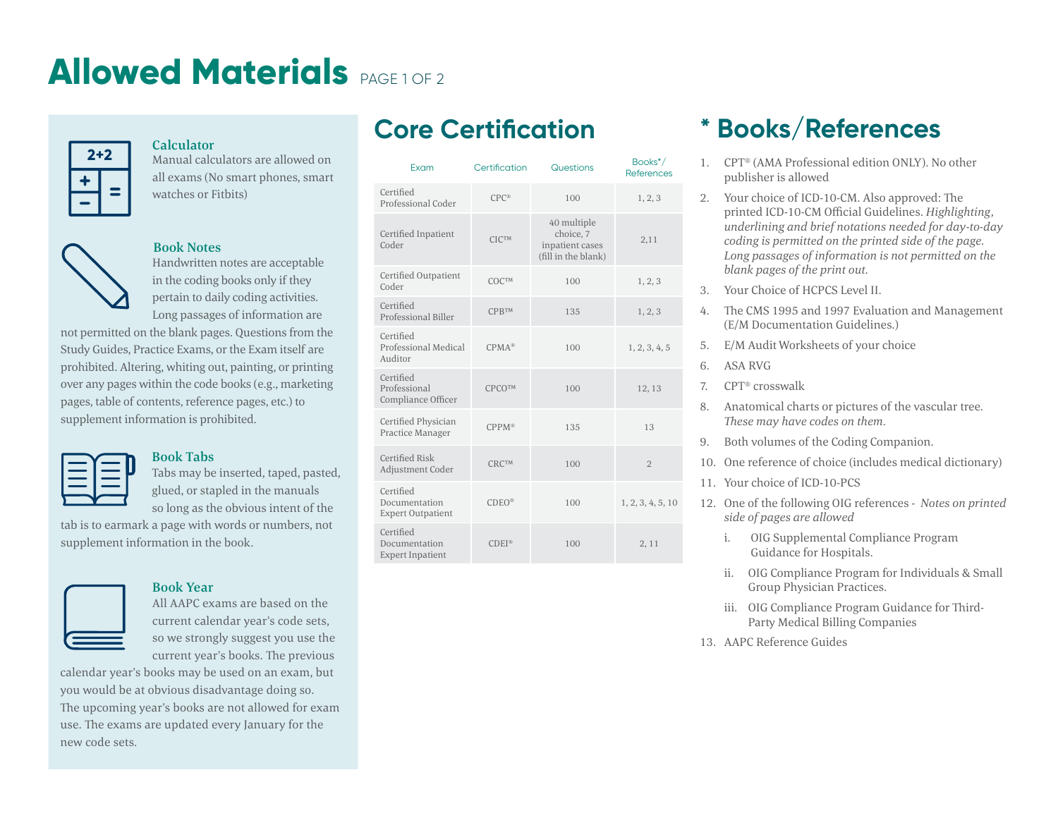# Allowed Materials PAGE 1 OF 2

### Calculator

Manual calculators are allowed on all exams (No smart phones, smart watches or Fitbits)

### Book Notes

Handwritten notes are acceptable in the coding books only if they pertain to daily coding activities. Long passages of information are not permitted on the blank pages. Questions from the Study Guides, Practice Exams, or the Exam itself are prohibited. Altering, whiting out, painting, or printing over any pages within the code books (e.g., marketing pages, table of contents, reference pages, etc.) to supplement information is prohibited.

### Book Tabs

Tabs may be inserted, taped, pasted, glued, or stapled in the manuals so long as the obvious intent of the tab is to earmark a page with words or numbers, not supplement information in the book.

### Book Year

All AAPC exams are based on the current calendar year's code sets, so we strongly suggest you use the current year's books. The previous calendar year's books may be used on an exam, but you would be at obvious disadvantage doing so. The upcoming year's books are not allowed for exam use. The exams are updated every January for the new code sets.

## Core Certification

| Exam | Certification | Questions | Books*/ References |
| --- | --- | --- | --- |
| Certified Professional Coder | CPC® | 100 | 1, 2, 3 |
| Certified Inpatient Coder | CIC™ | 40 multiple choice, 7 inpatient cases (fill in the blank) | 2,11 |
| Certified Outpatient Coder | COC™ | 100 | 1, 2, 3 |
| Certified Professional Biller | CPB™ | 135 | 1, 2, 3 |
| Certified Professional Medical Auditor | CPMA® | 100 | 1, 2, 3, 4, 5 |
| Certified Professional Compliance Officer | CPCO™ | 100 | 12, 13 |
| Certified Physician Practice Manager | CPPM® | 135 | 13 |
| Certified Risk Adjustment Coder | CRC™ | 100 | 2 |
| Certified Documentation Expert Outpatient | CDEO® | 100 | 1, 2, 3, 4, 5, 10 |
| Certified Documentation Expert Inpatient | CDEI® | 100 | 2, 11 |

## * Books/References

1. CPT® (AMA Professional edition ONLY). No other publisher is allowed
2. Your choice of ICD-10-CM. Also approved: The printed ICD-10-CM Official Guidelines. *Highlighting, underlining and brief notations needed for day-to-day coding is permitted on the printed side of the page. Long passages of information is not permitted on the blank pages of the print out.*
3. Your Choice of HCPCS Level II.
4. The CMS 1995 and 1997 Evaluation and Management (E/M Documentation Guidelines.)
5. E/M Audit Worksheets of your choice
6. ASA RVG
7. CPT® crosswalk
8. Anatomical charts or pictures of the vascular tree. *These may have codes on them.*
9. Both volumes of the Coding Companion.
10. One reference of choice (includes medical dictionary)
11. Your choice of ICD-10-PCS
12. One of the following OIG references - *Notes on printed side of pages are allowed*
    i. OIG Supplemental Compliance Program Guidance for Hospitals.
    ii. OIG Compliance Program for Individuals & Small Group Physician Practices.
    iii. OIG Compliance Program Guidance for Third-Party Medical Billing Companies
13. AAPC Reference Guides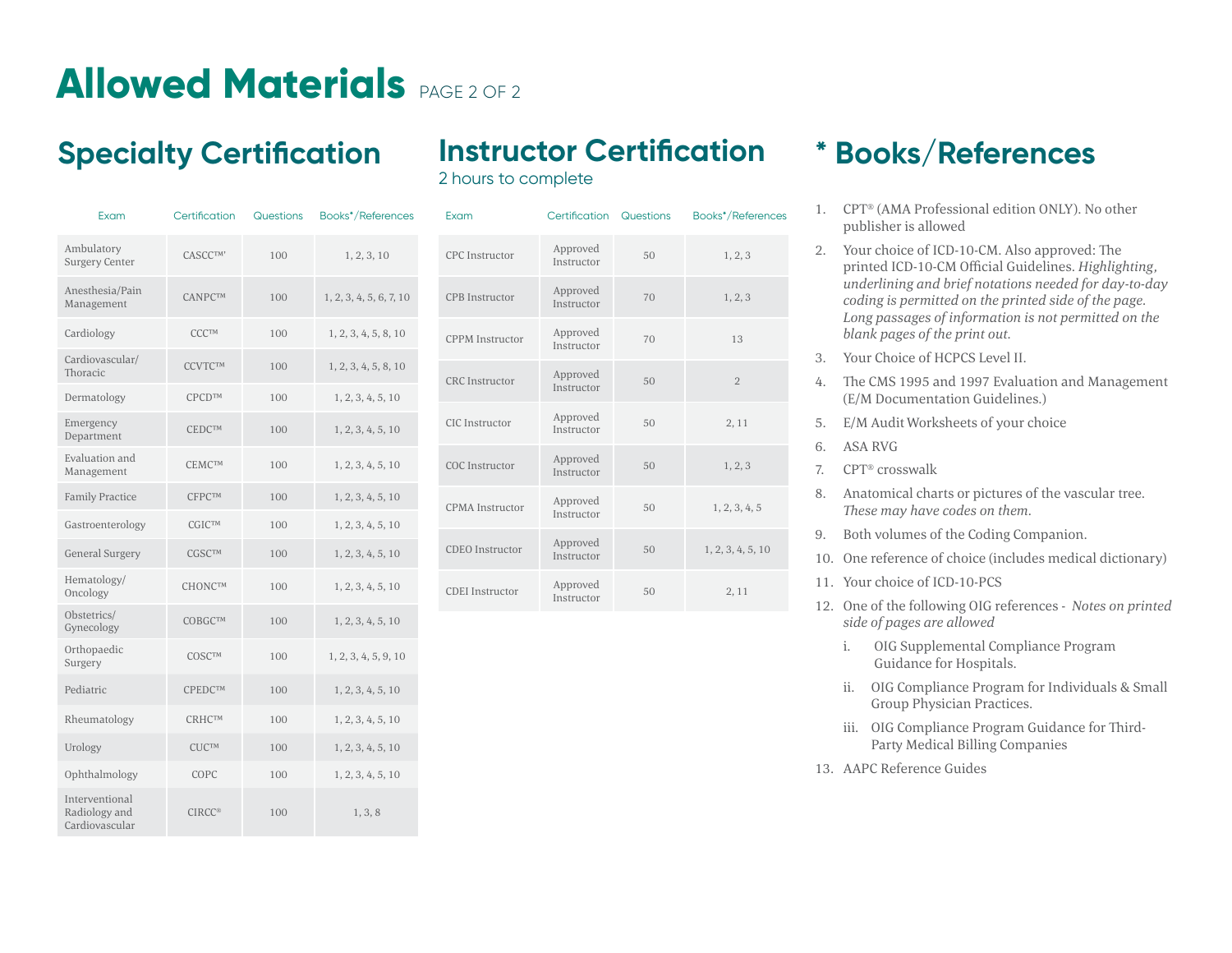# Allowed Materials PAGE 2 OF 2

## Specialty Certification

| Exam | Certification | Questions | Books*/References |
|---|---|---|---|
| Ambulatory Surgery Center | CASCC™ | 100 | 1, 2, 3, 10 |
| Anesthesia/Pain Management | CANPC™ | 100 | 1, 2, 3, 4, 5, 6, 7, 10 |
| Cardiology | CCC™ | 100 | 1, 2, 3, 4, 5, 8, 10 |
| Cardiovascular/ Thoracic | CCVTC™ | 100 | 1, 2, 3, 4, 5, 8, 10 |
| Dermatology | CPCD™ | 100 | 1, 2, 3, 4, 5, 10 |
| Emergency Department | CEDC™ | 100 | 1, 2, 3, 4, 5, 10 |
| Evaluation and Management | CEMC™ | 100 | 1, 2, 3, 4, 5, 10 |
| Family Practice | CFPC™ | 100 | 1, 2, 3, 4, 5, 10 |
| Gastroenterology | CGIC™ | 100 | 1, 2, 3, 4, 5, 10 |
| General Surgery | CGSC™ | 100 | 1, 2, 3, 4, 5, 10 |
| Hematology/ Oncology | CHONC™ | 100 | 1, 2, 3, 4, 5, 10 |
| Obstetrics/ Gynecology | COBGC™ | 100 | 1, 2, 3, 4, 5, 10 |
| Orthopaedic Surgery | COSC™ | 100 | 1, 2, 3, 4, 5, 9, 10 |
| Pediatric | CPEDC™ | 100 | 1, 2, 3, 4, 5, 10 |
| Rheumatology | CRHC™ | 100 | 1, 2, 3, 4, 5, 10 |
| Urology | CUC™ | 100 | 1, 2, 3, 4, 5, 10 |
| Ophthalmology | COPC | 100 | 1, 2, 3, 4, 5, 10 |
| Interventional Radiology and Cardiovascular | CIRCC® | 100 | 1, 3, 8 |

## Instructor Certification

2 hours to complete

| Exam | Certification | Questions | Books*/References |
|---|---|---|---|
| CPC Instructor | Approved Instructor | 50 | 1, 2, 3 |
| CPB Instructor | Approved Instructor | 70 | 1, 2, 3 |
| CPPM Instructor | Approved Instructor | 70 | 13 |
| CRC Instructor | Approved Instructor | 50 | 2 |
| CIC Instructor | Approved Instructor | 50 | 2, 11 |
| COC Instructor | Approved Instructor | 50 | 1, 2, 3 |
| CPMA Instructor | Approved Instructor | 50 | 1, 2, 3, 4, 5 |
| CDEO Instructor | Approved Instructor | 50 | 1, 2, 3, 4, 5, 10 |
| CDEI Instructor | Approved Instructor | 50 | 2, 11 |

## * Books/References

1. CPT® (AMA Professional edition ONLY). No other publisher is allowed
2. Your choice of ICD-10-CM. Also approved: The printed ICD-10-CM Official Guidelines. *Highlighting, underlining and brief notations needed for day-to-day coding is permitted on the printed side of the page. Long passages of information is not permitted on the blank pages of the print out.*
3. Your Choice of HCPCS Level II.
4. The CMS 1995 and 1997 Evaluation and Management (E/M Documentation Guidelines.)
5. E/M Audit Worksheets of your choice
6. ASA RVG
7. CPT® crosswalk
8. Anatomical charts or pictures of the vascular tree. *These may have codes on them.*
9. Both volumes of the Coding Companion.
10. One reference of choice (includes medical dictionary)
11. Your choice of ICD-10-PCS
12. One of the following OIG references - *Notes on printed side of pages are allowed*
    1. OIG Supplemental Compliance Program Guidance for Hospitals.
    2. OIG Compliance Program for Individuals & Small Group Physician Practices.
    3. OIG Compliance Program Guidance for Third-Party Medical Billing Companies
13. AAPC Reference Guides